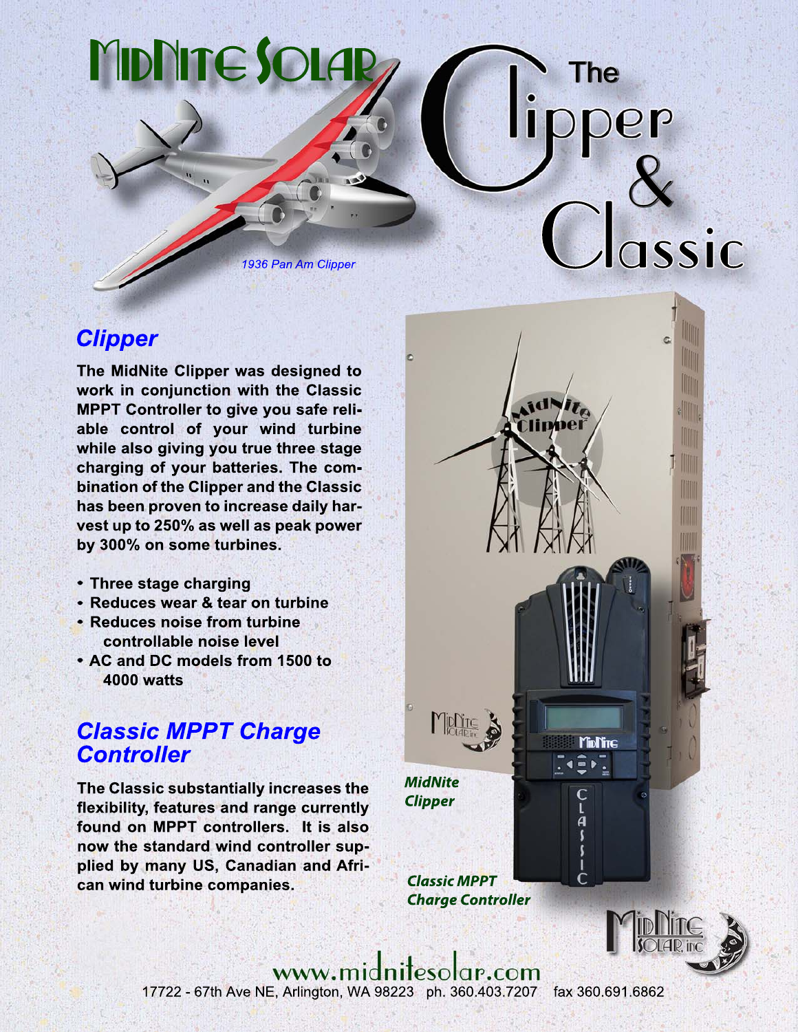# MidNite Solar

# The Clipper & Classic

1936 Pan Am Clipper

## Clipper

The MidNite Clipper was designed to work in conjunction with the Classic MPPT Controller to give you safe reliable control of your wind turbine while also giving you true three stage charging of your batteries. The combination of the Clipper and the Classic has been proven to increase daily harvest up to 250% as well as peak power by 300% on some turbines.

- Three stage charging
- Reduces wear & tear on turbine
- Reduces noise from turbine controllable noise level
- AC and DC models from 1500 to 4000 watts

## Classic MPPT Charge Controller

The Classic substantially increases the flexibility, features and range currently found on MPPT controllers. It is also now the standard wind controller supplied by many US, Canadian and African wind turbine companies.

MidNite Clipper

Classic MPPT Charge Controller

www.midnitesolar.com

17722 - 67th Ave NE, Arlington, WA 98223 ph. 360.403.7207 fax 360.691.6862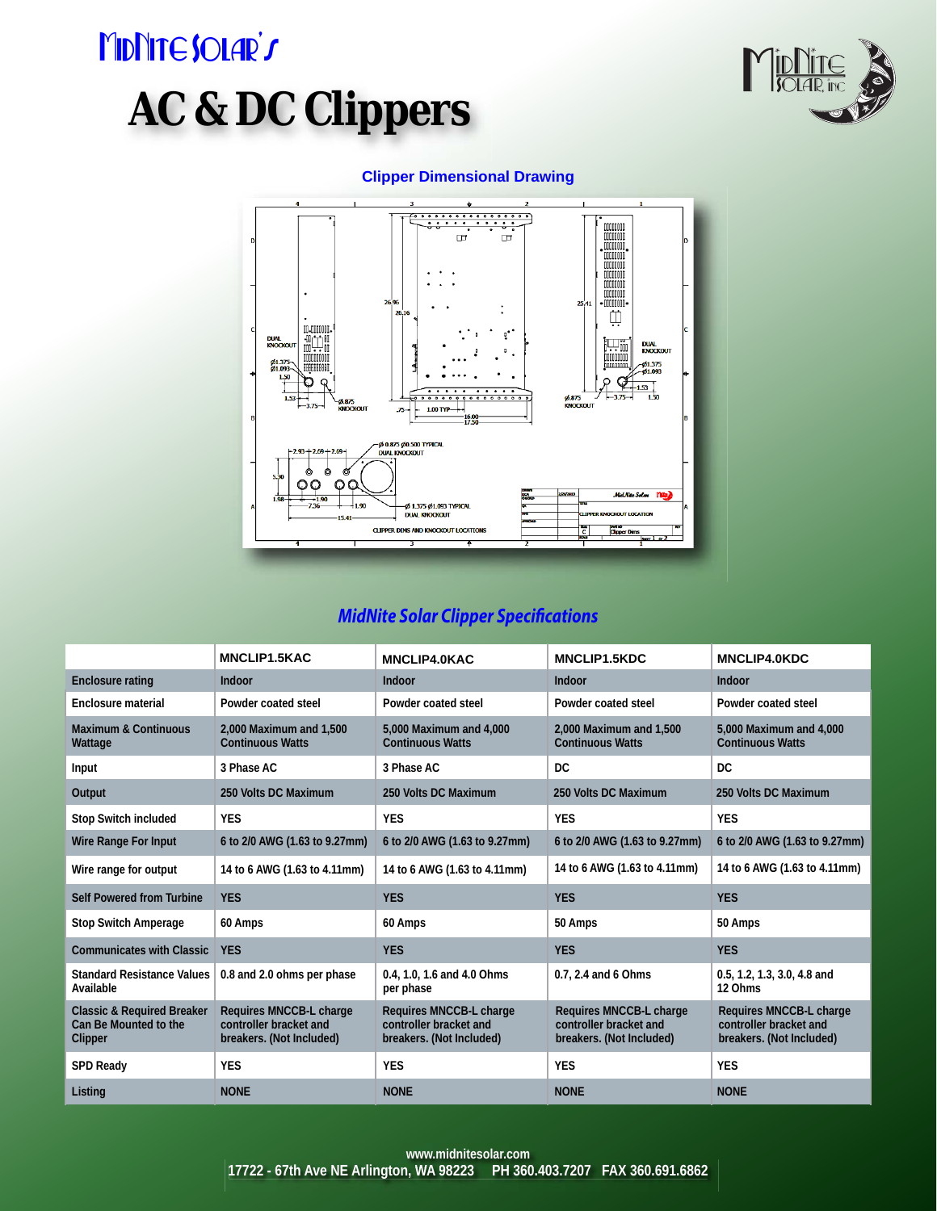# MidNite Solar's

# AC & DC Clippers

## Clipper Dimensional Drawing

## MidNite Solar Clipper Specifications

| | MNCLIP1.5KAC | MNCLIP4.0KAC | MNCLIP1.5KDC | MNCLIP4.0KDC |
|---|---|---|---|---|
| Enclosure rating | Indoor | Indoor | Indoor | Indoor |
| Enclosure material | Powder coated steel | Powder coated steel | Powder coated steel | Powder coated steel |
| Maximum & Continuous Wattage | 2,000 Maximum and 1,500 Continuous Watts | 5,000 Maximum and 4,000 Continuous Watts | 2,000 Maximum and 1,500 Continuous Watts | 5,000 Maximum and 4,000 Continuous Watts |
| Input | 3 Phase AC | 3 Phase AC | DC | DC |
| Output | 250 Volts DC Maximum | 250 Volts DC Maximum | 250 Volts DC Maximum | 250 Volts DC Maximum |
| Stop Switch included | YES | YES | YES | YES |
| Wire Range For Input | 6 to 2/0 AWG (1.63 to 9.27mm) | 6 to 2/0 AWG (1.63 to 9.27mm) | 6 to 2/0 AWG (1.63 to 9.27mm) | 6 to 2/0 AWG (1.63 to 9.27mm) |
| Wire range for output | 14 to 6 AWG (1.63 to 4.11mm) | 14 to 6 AWG (1.63 to 4.11mm) | 14 to 6 AWG (1.63 to 4.11mm) | 14 to 6 AWG (1.63 to 4.11mm) |
| Self Powered from Turbine | YES | YES | YES | YES |
| Stop Switch Amperage | 60 Amps | 60 Amps | 50 Amps | 50 Amps |
| Communicates with Classic | YES | YES | YES | YES |
| Standard Resistance Values Available | 0.8 and 2.0 ohms per phase | 0.4, 1.0, 1.6 and 4.0 Ohms per phase | 0.7, 2.4 and 6 Ohms | 0.5, 1.2, 1.3, 3.0, 4.8 and 12 Ohms |
| Classic & Required Breaker Can Be Mounted to the Clipper | Requires MNCCB-L charge controller bracket and breakers. (Not Included) | Requires MNCCB-L charge controller bracket and breakers. (Not Included) | Requires MNCCB-L charge controller bracket and breakers. (Not Included) | Requires MNCCB-L charge controller bracket and breakers. (Not Included) |
| SPD Ready | YES | YES | YES | YES |
| Listing | NONE | NONE | NONE | NONE |

www.midnitesolar.com
17722 - 67th Ave NE Arlington, WA 98223 PH 360.403.7207 FAX 360.691.6862